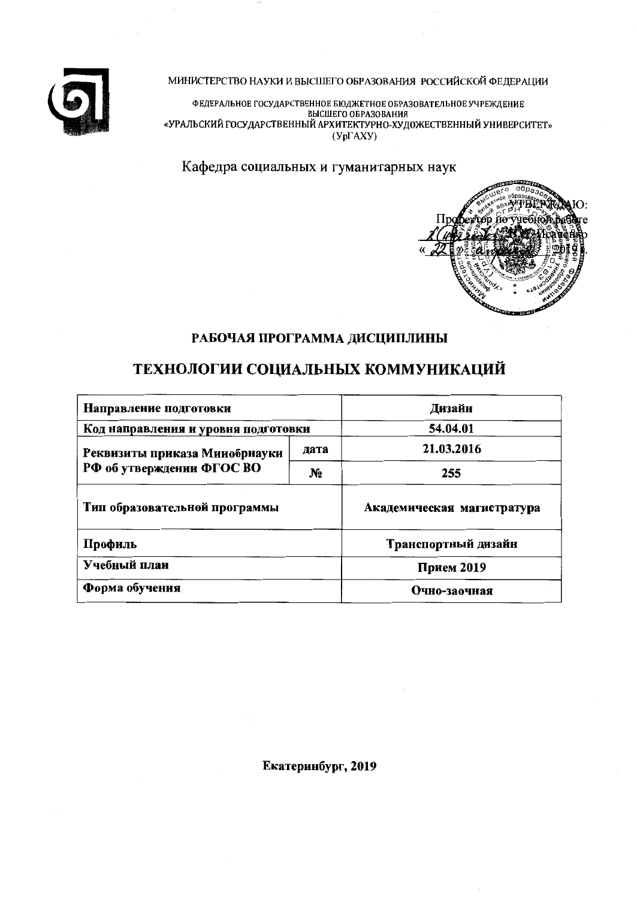МИНИСТЕРСТВО НАУКИ И ВЫСШЕГО ОБРАЗОВАНИЯ РОССИЙСКОЙ ФЕДЕРАЦИИ

ФЕДЕРАЛЬНОЕ ГОСУДАРСТВЕННОЕ БЮДЖЕТНОЕ ОБРАЗОВАТЕЛЬНОЕ УЧРЕЖДЕНИЕ
ВЫСШЕГО ОБРАЗОВАНИЯ
«УРАЛЬСКИЙ ГОСУДАРСТВЕННЫЙ АРХИТЕКТУРНО-ХУДОЖЕСТВЕННЫЙ УНИВЕРСИТЕТ»
(УрГАХУ)

Кафедра социальных и гуманитарных наук

УТВЕРЖДАЮ:
Проректор по учебной работе
«22» 

# РАБОЧАЯ ПРОГРАММА ДИСЦИПЛИНЫ

# ТЕХНОЛОГИИ СОЦИАЛЬНЫХ КОММУНИКАЦИЙ

| **Направление подготовки** | | **Дизайн** |
|---|---|---|
| **Код направления и уровня подготовки** | | **54.04.01** |
| **Реквизиты приказа Минобрнауки РФ об утверждении ФГОС ВО** | **дата** | **21.03.2016** |
| | **№** | **255** |
| **Тип образовательной программы** | | **Академическая магистратура** |
| **Профиль** | | **Транспортный дизайн** |
| **Учебный план** | | **Прием 2019** |
| **Форма обучения** | | **Очно-заочная** |

**Екатеринбург, 2019**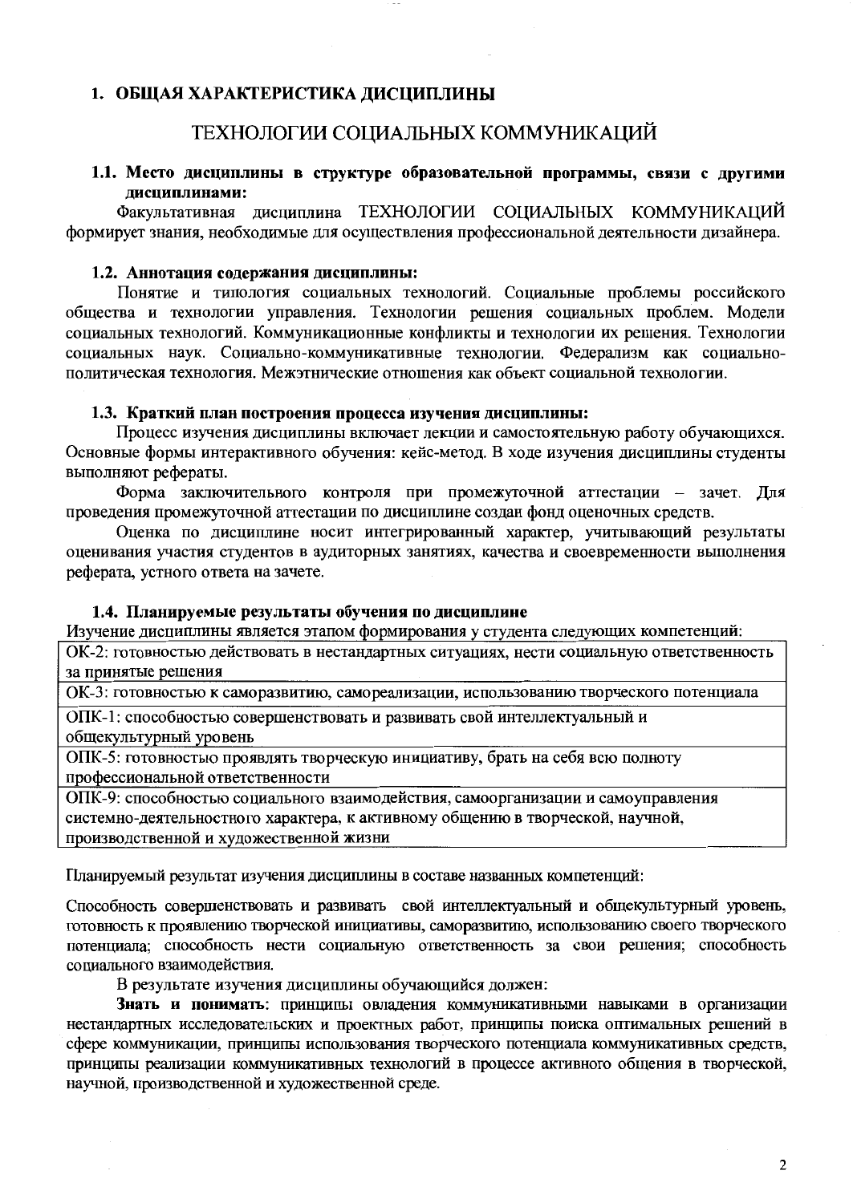# 1. ОБЩАЯ ХАРАКТЕРИСТИКА ДИСЦИПЛИНЫ

## ТЕХНОЛОГИИ СОЦИАЛЬНЫХ КОММУНИКАЦИЙ

### 1.1. Место дисциплины в структуре образовательной программы, связи с другими дисциплинами:

Факультативная дисциплина ТЕХНОЛОГИИ СОЦИАЛЬНЫХ КОММУНИКАЦИЙ формирует знания, необходимые для осуществления профессиональной деятельности дизайнера.

### 1.2. Аннотация содержания дисциплины:

Понятие и типология социальных технологий. Социальные проблемы российского общества и технологии управления. Технологии решения социальных проблем. Модели социальных технологий. Коммуникационные конфликты и технологии их решения. Технологии социальных наук. Социально-коммуникативные технологии. Федерализм как социально-политическая технология. Межэтнические отношения как объект социальной технологии.

### 1.3. Краткий план построения процесса изучения дисциплины:

Процесс изучения дисциплины включает лекции и самостоятельную работу обучающихся. Основные формы интерактивного обучения: кейс-метод. В ходе изучения дисциплины студенты выполняют рефераты.

Форма заключительного контроля при промежуточной аттестации – зачет. Для проведения промежуточной аттестации по дисциплине создан фонд оценочных средств.

Оценка по дисциплине носит интегрированный характер, учитывающий результаты оценивания участия студентов в аудиторных занятиях, качества и своевременности выполнения реферата, устного ответа на зачете.

### 1.4. Планируемые результаты обучения по дисциплине

Изучение дисциплины является этапом формирования у студента следующих компетенций:

| |
|---|
| ОК-2: готовностью действовать в нестандартных ситуациях, нести социальную ответственность за принятые решения |
| ОК-3: готовностью к саморазвитию, самореализации, использованию творческого потенциала |
| ОПК-1: способностью совершенствовать и развивать свой интеллектуальный и общекультурный уровень |
| ОПК-5: готовностью проявлять творческую инициативу, брать на себя всю полноту профессиональной ответственности |
| ОПК-9: способностью социального взаимодействия, самоорганизации и самоуправления системно-деятельностного характера, к активному общению в творческой, научной, производственной и художественной жизни |

Планируемый результат изучения дисциплины в составе названных компетенций:

Способность совершенствовать и развивать свой интеллектуальный и общекультурный уровень, готовность к проявлению творческой инициативы, саморазвитию, использованию своего творческого потенциала; способность нести социальную ответственность за свои решения; способность социального взаимодействия.

В результате изучения дисциплины обучающийся должен:

**Знать и понимать**: принципы овладения коммуникативными навыками в организации нестандартных исследовательских и проектных работ, принципы поиска оптимальных решений в сфере коммуникации, принципы использования творческого потенциала коммуникативных средств, принципы реализации коммуникативных технологий в процессе активного общения в творческой, научной, производственной и художественной среде.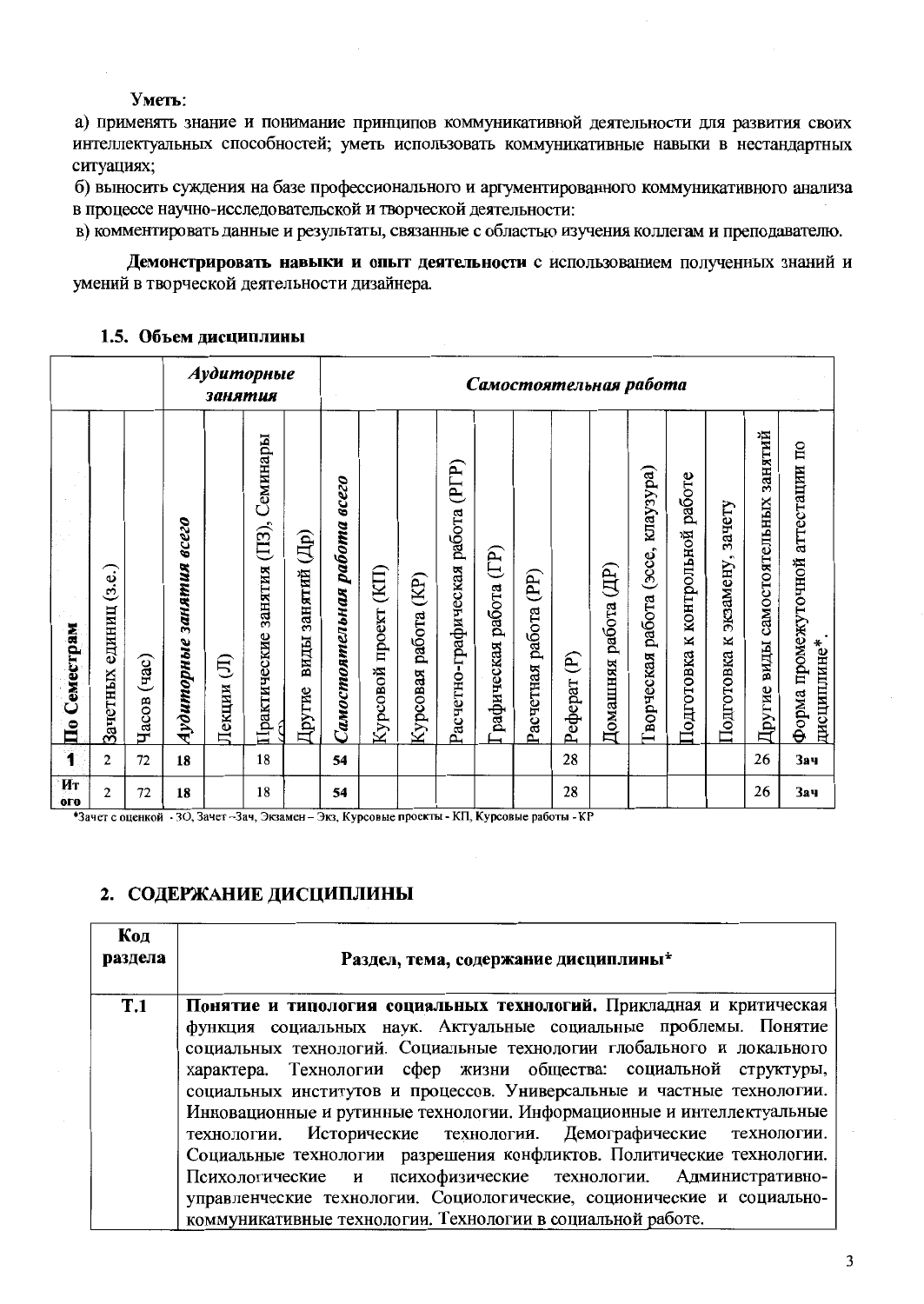**Уметь**:

а) применять знание и понимание принципов коммуникативной деятельности для развития своих интеллектуальных способностей; уметь использовать коммуникативные навыки в нестандартных ситуациях;

б) выносить суждения на базе профессионального и аргументированного коммуникативного анализа в процессе научно-исследовательской и творческой деятельности:

в) комментировать данные и результаты, связанные с областью изучения коллегам и преподавателю.

**Демонстрировать навыки и опыт деятельности** с использованием полученных знаний и умений в творческой деятельности дизайнера.

### 1.5. Объем дисциплины

| | | | *Аудиторные занятия* | | | | *Самостоятельная работа* | | | | | | | | | | | | | |
|---|---|---|---|---|---|---|---|---|---|---|---|---|---|---|---|---|---|---|---|---|
| **По Семестрам** | Зачетных единиц (з.е.) | Часов (час) | *Аудиторные занятия всего* | Лекции (Л) | Практические занятия (ПЗ), Семинары (С) | Другие виды занятий (Др) | *Самостоятельная работа всего* | Курсовой проект (КП) | Курсовая работа (КР) | Расчетно-графическая работа (РГР) | Графическая работа (ГР) | Расчетная работа (РР) | Реферат (Р) | Домашняя работа (ДР) | Творческая работа (эссе, клаузура) | Подготовка к контрольной работе | Подготовка к экзамену, зачету | Другие виды самостоятельных занятий | Форма промежуточной аттестации по дисциплине* |
| **1** | 2 | 72 | 18 | | 18 | | 54 | | | | | | 28 | | | | | 26 | Зач |
| **Итого** | 2 | 72 | 18 | | 18 | | 54 | | | | | | 28 | | | | | 26 | Зач |

*Зачет с оценкой - ЗО, Зачет - Зач, Экзамен – Экз, Курсовые проекты - КП, Курсовые работы - КР

## 2. СОДЕРЖАНИЕ ДИСЦИПЛИНЫ

| Код раздела | Раздел, тема, содержание дисциплины* |
|---|---|
| **Т.1** | **Понятие и типология социальных технологий.** Прикладная и критическая функция социальных наук. Актуальные социальные проблемы. Понятие социальных технологий. Социальные технологии глобального и локального характера. Технологии сфер жизни общества: социальной структуры, социальных институтов и процессов. Универсальные и частные технологии. Инновационные и рутинные технологии. Информационные и интеллектуальные технологии. Исторические технологии. Демографические технологии. Социальные технологии разрешения конфликтов. Политические технологии. Психологические и психофизические технологии. Административно-управленческие технологии. Социологические, соционические и социально-коммуникативные технологии. Технологии в социальной работе. |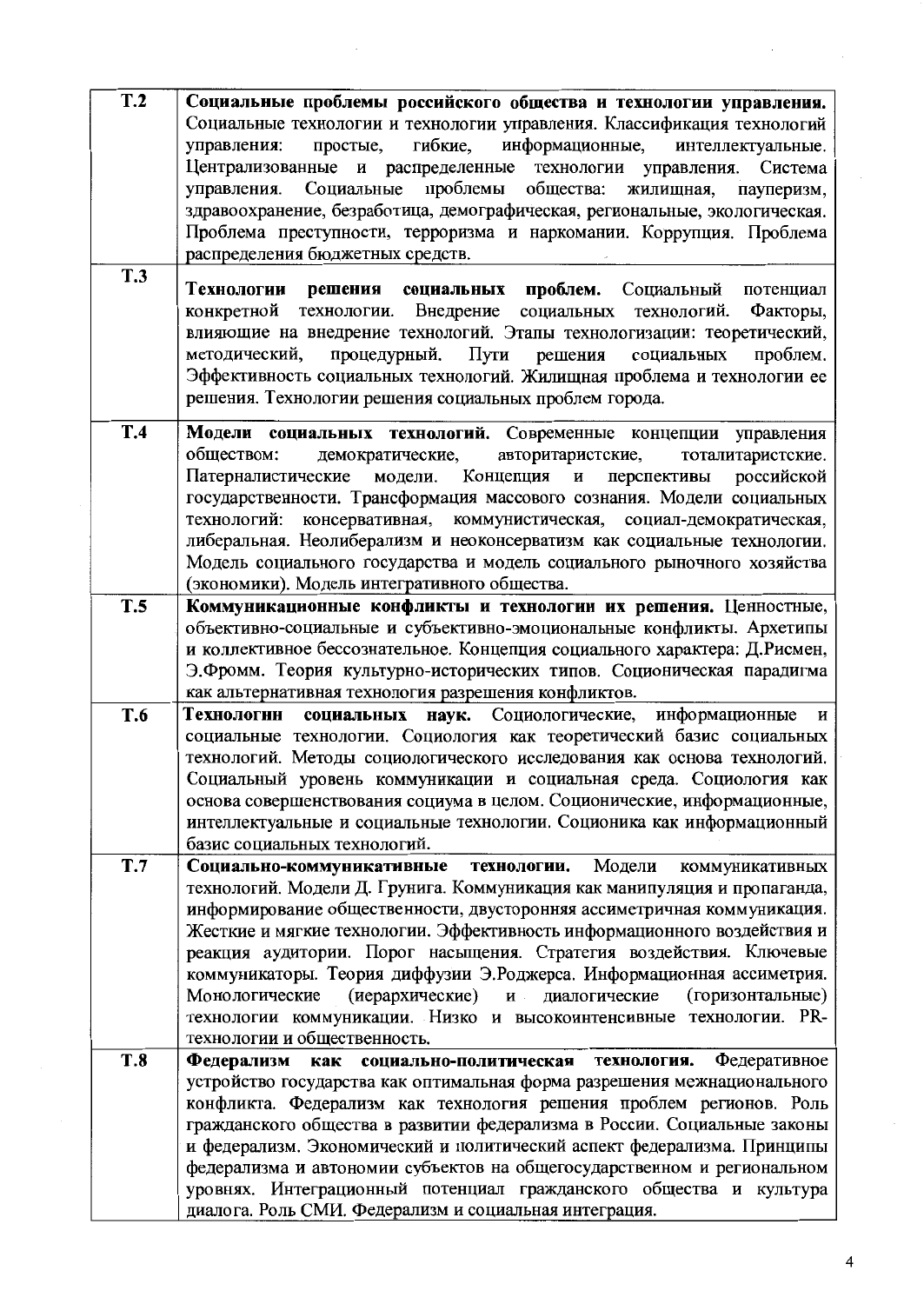| | |
|---|---|
| **Т.2** | **Социальные проблемы российского общества и технологии управления.** Социальные технологии и технологии управления. Классификация технологий управления: простые, гибкие, информационные, интеллектуальные. Централизованные и распределенные технологии управления. Система управления. Социальные проблемы общества: жилищная, пауперизм, здравоохранение, безработица, демографическая, региональные, экологическая. Проблема преступности, терроризма и наркомании. Коррупция. Проблема распределения бюджетных средств. |
| **Т.3** | **Технологии решения социальных проблем.** Социальный потенциал конкретной технологии. Внедрение социальных технологий. Факторы, влияющие на внедрение технологий. Этапы технологизации: теоретический, методический, процедурный. Пути решения социальных проблем. Эффективность социальных технологий. Жилищная проблема и технологии ее решения. Технологии решения социальных проблем города. |
| **Т.4** | **Модели социальных технологий.** Современные концепции управления обществом: демократические, авторитаристские, тоталитаристские. Патерналистические модели. Концепция и перспективы российской государственности. Трансформация массового сознания. Модели социальных технологий: консервативная, коммунистическая, социал-демократическая, либеральная. Неолиберализм и неоконсерватизм как социальные технологии. Модель социального государства и модель социального рыночного хозяйства (экономики). Модель интегративного общества. |
| **Т.5** | **Коммуникационные конфликты и технологии их решения.** Ценностные, объективно-социальные и субъективно-эмоциональные конфликты. Архетипы и коллективное бессознательное. Концепция социального характера: Д.Рисмен, Э.Фромм. Теория культурно-исторических типов. Соционическая парадигма как альтернативная технология разрешения конфликтов. |
| **Т.6** | **Технологии социальных наук.** Социологические, информационные и социальные технологии. Социология как теоретический базис социальных технологий. Методы социологического исследования как основа технологий. Социальный уровень коммуникации и социальная среда. Социология как основа совершенствования социума в целом. Соционические, информационные, интеллектуальные и социальные технологии. Соционика как информационный базис социальных технологий. |
| **Т.7** | **Социально-коммуникативные технологии.** Модели коммуникативных технологий. Модели Д. Грунига. Коммуникация как манипуляция и пропаганда, информирование общественности, двусторонняя ассиметричная коммуникация. Жесткие и мягкие технологии. Эффективность информационного воздействия и реакция аудитории. Порог насыщения. Стратегия воздействия. Ключевые коммуникаторы. Теория диффузии Э.Роджерса. Информационная ассиметрия. Монологические (иерархические) и диалогические (горизонтальные) технологии коммуникации. Низко и высокоинтенсивные технологии. PR-технологии и общественность. |
| **Т.8** | **Федерализм как социально-политическая технология.** Федеративное устройство государства как оптимальная форма разрешения межнационального конфликта. Федерализм как технология решения проблем регионов. Роль гражданского общества в развитии федерализма в России. Социальные законы и федерализм. Экономический и политический аспект федерализма. Принципы федерализма и автономии субъектов на общегосударственном и региональном уровнях. Интеграционный потенциал гражданского общества и культура диалога. Роль СМИ. Федерализм и социальная интеграция. |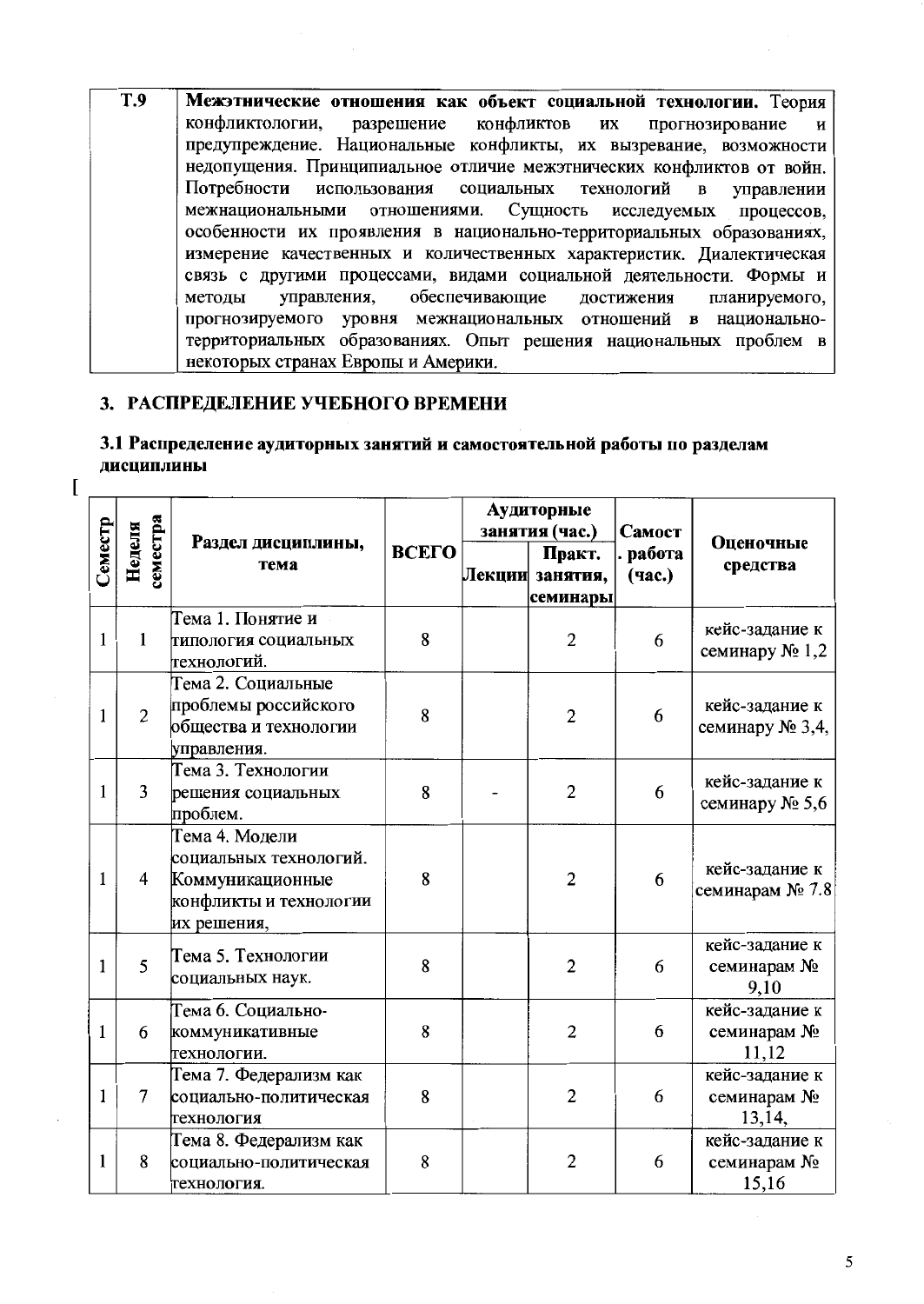| | |
|---|---|
| Т.9 | **Межэтнические отношения как объект социальной технологии.** Теория конфликтологии, разрешение конфликтов их прогнозирование и предупреждение. Национальные конфликты, их вызревание, возможности недопущения. Принципиальное отличие межэтнических конфликтов от войн. Потребности использования социальных технологий в управлении межнациональными отношениями. Сущность исследуемых процессов, особенности их проявления в национально-территориальных образованиях, измерение качественных и количественных характеристик. Диалектическая связь с другими процессами, видами социальной деятельности. Формы и методы управления, обеспечивающие достижения планируемого, прогнозируемого уровня межнациональных отношений в национально-территориальных образованиях. Опыт решения национальных проблем в некоторых странах Европы и Америки. |

## 3. РАСПРЕДЕЛЕНИЕ УЧЕБНОГО ВРЕМЕНИ

### 3.1 Распределение аудиторных занятий и самостоятельной работы по разделам дисциплины

[

| Семестр | Неделя семестра | Раздел дисциплины, тема | ВСЕГО | Аудиторные занятия (час.) | | Самост. работа (час.) | Оценочные средства |
|---|---|---|---|---|---|---|---|
| | | | | Лекции | Практ. занятия, семинары | | |
| 1 | 1 | Тема 1. Понятие и типология социальных технологий. | 8 | | 2 | 6 | кейс-задание к семинару № 1,2 |
| 1 | 2 | Тема 2. Социальные проблемы российского общества и технологии управления. | 8 | | 2 | 6 | кейс-задание к семинару № 3,4, |
| 1 | 3 | Тема 3. Технологии решения социальных проблем. | 8 | - | 2 | 6 | кейс-задание к семинару № 5,6 |
| 1 | 4 | Тема 4. Модели социальных технологий. Коммуникационные конфликты и технологии их решения, | 8 | | 2 | 6 | кейс-задание к семинарам № 7.8 |
| 1 | 5 | Тема 5. Технологии социальных наук. | 8 | | 2 | 6 | кейс-задание к семинарам № 9,10 |
| 1 | 6 | Тема 6. Социально-коммуникативные технологии. | 8 | | 2 | 6 | кейс-задание к семинарам № 11,12 |
| 1 | 7 | Тема 7. Федерализм как социально-политическая технология | 8 | | 2 | 6 | кейс-задание к семинарам № 13,14, |
| 1 | 8 | Тема 8. Федерализм как социально-политическая технология. | 8 | | 2 | 6 | кейс-задание к семинарам № 15,16 |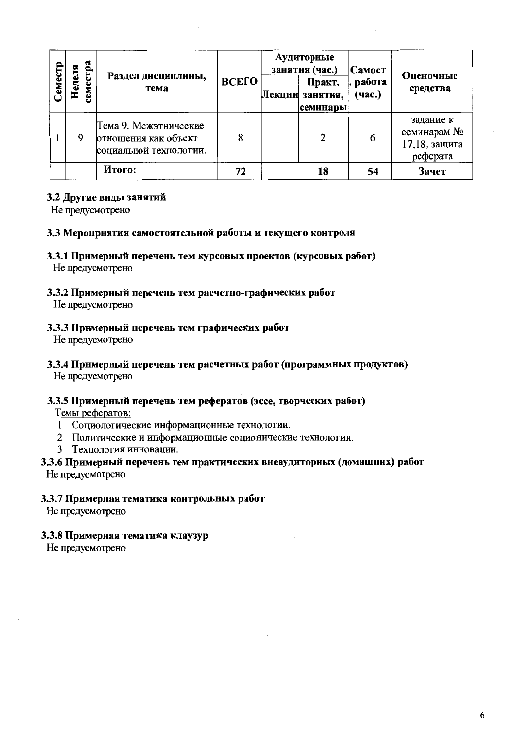| Семестр | Неделя семестра | Раздел дисциплины, тема | ВСЕГО | Аудиторные занятия (час.) | | Самост. работа (час.) | Оценочные средства |
|---|---|---|---|---|---|---|---|
| | | | | Лекции | Практ. занятия, семинары | | |
| 1 | 9 | Тема 9. Межэтнические отношения как объект социальной технологии. | 8 | | 2 | 6 | задание к семинарам № 17,18, защита реферата |
| | | **Итого:** | **72** | | **18** | **54** | **Зачет** |

### 3.2 Другие виды занятий

Не предусмотрено

### 3.3 Мероприятия самостоятельной работы и текущего контроля

#### 3.3.1 Примерный перечень тем курсовых проектов (курсовых работ)

Не предусмотрено

#### 3.3.2 Примерный перечень тем расчетно-графических работ

Не предусмотрено

#### 3.3.3 Примерный перечень тем графических работ

Не предусмотрено

#### 3.3.4 Примерный перечень тем расчетных работ (программных продуктов)

Не предусмотрено

#### 3.3.5 Примерный перечень тем рефератов (эссе, творческих работ)

Темы рефератов:

1. Социологические информационные технологии.
2. Политические и информационные соционические технологии.
3. Технология инновации.

#### 3.3.6 Примерный перечень тем практических внеаудиторных (домашних) работ

Не предусмотрено

#### 3.3.7 Примерная тематика контрольных работ

Не предусмотрено

#### 3.3.8 Примерная тематика клаузур

Не предусмотрено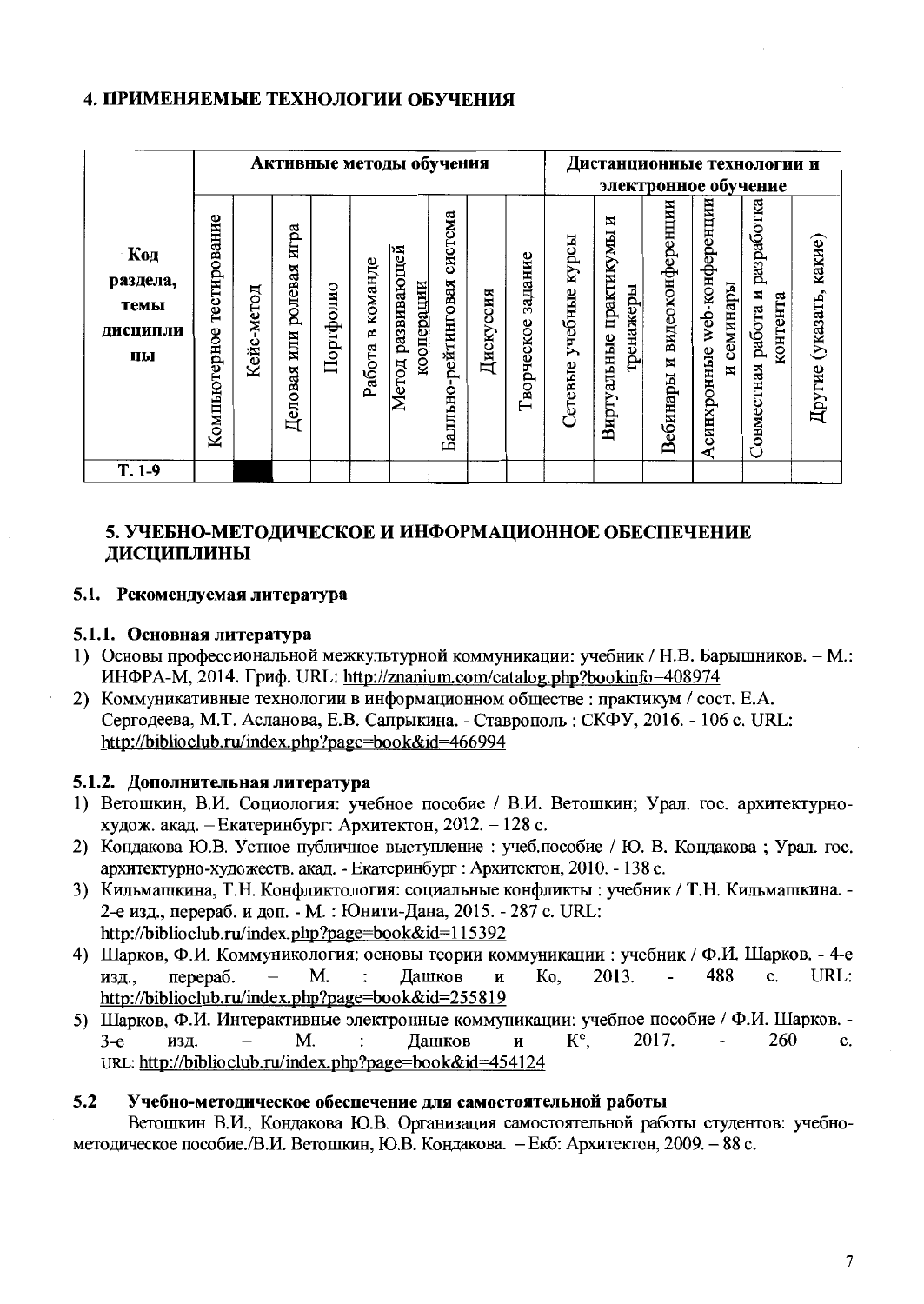## 4. ПРИМЕНЯЕМЫЕ ТЕХНОЛОГИИ ОБУЧЕНИЯ

| Код раздела, темы дисциплины | Активные методы обучения | | | | | | | | | Дистанционные технологии и электронное обучение | | | | | |
|---|---|---|---|---|---|---|---|---|---|---|---|---|---|---|---|
| | Компьютерное тестирование | Кейс-метод | Деловая или ролевая игра | Портфолио | Работа в команде | Метод развивающей кооперации | Балльно-рейтинговая система | Дискуссия | Творческое задание | Сетевые учебные курсы | Виртуальные практикумы и тренажеры | Вебинары и видеоконференции | Асинхронные web-конференции и семинары | Совместная работа и разработка контента | Другие (указать, какие) |
| Т. 1-9 | | ■ | | | | | | | | | | | | | |

## 5. УЧЕБНО-МЕТОДИЧЕСКОЕ И ИНФОРМАЦИОННОЕ ОБЕСПЕЧЕНИЕ ДИСЦИПЛИНЫ

### 5.1. Рекомендуемая литература

#### 5.1.1. Основная литература

1) Основы профессиональной межкультурной коммуникации: учебник / Н.В. Барышников. – М.: ИНФРА-М, 2014. Гриф. URL: http://znanium.com/catalog.php?bookinfo=408974
2) Коммуникативные технологии в информационном обществе : практикум / сост. Е.А. Сергодеева, М.Т. Асланова, Е.В. Сапрыкина. - Ставрополь : СКФУ, 2016. - 106 с. URL: http://biblioclub.ru/index.php?page=book&id=466994

#### 5.1.2. Дополнительная литература

1) Ветошкин, В.И. Социология: учебное пособие / В.И. Ветошкин; Урал. гос. архитектурно-худож. акад. – Екатеринбург: Архитектон, 2012. – 128 с.
2) Кондакова Ю.В. Устное публичное выступление : учеб.пособие / Ю. В. Кондакова ; Урал. гос. архитектурно-художеств. акад. - Екатеринбург : Архитектон, 2010. - 138 с.
3) Кильмашкина, Т.Н. Конфликтология: социальные конфликты : учебник / Т.Н. Кильмашкина. - 2-е изд., перераб. и доп. - М. : Юнити-Дана, 2015. - 287 с. URL: http://biblioclub.ru/index.php?page=book&id=115392
4) Шарков, Ф.И. Коммуникология: основы теории коммуникации : учебник / Ф.И. Шарков. - 4-е изд., перераб. – М. : Дашков и Ко, 2013. - 488 с. URL: http://biblioclub.ru/index.php?page=book&id=255819
5) Шарков, Ф.И. Интерактивные электронные коммуникации: учебное пособие / Ф.И. Шарков. - 3-е изд. – М. : Дашков и К°, 2017. - 260 с. URL: http://biblioclub.ru/index.php?page=book&id=454124

### 5.2 Учебно-методическое обеспечение для самостоятельной работы

Ветошкин В.И., Кондакова Ю.В. Организация самостоятельной работы студентов: учебно-методическое пособие./В.И. Ветошкин, Ю.В. Кондакова. – Екб: Архитектон, 2009. – 88 с.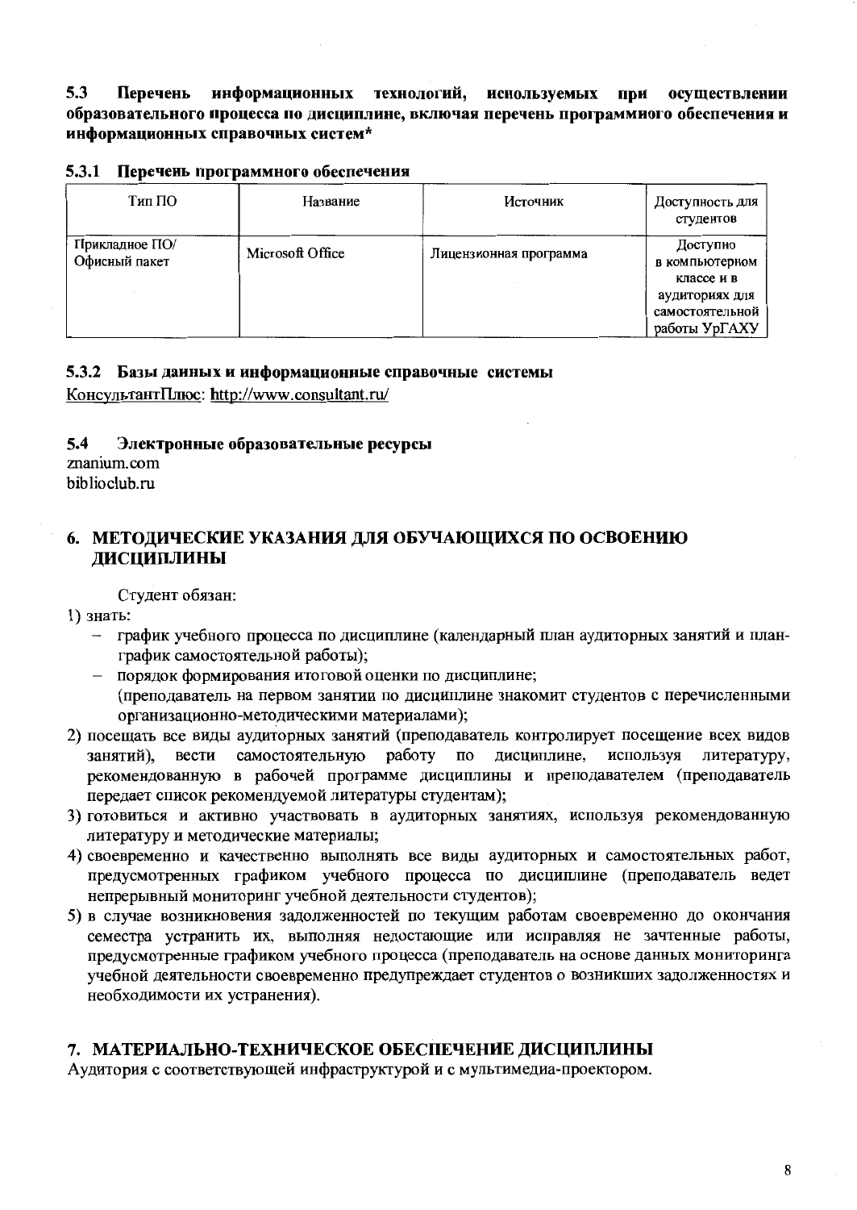**5.3 Перечень информационных технологий, используемых при осуществлении образовательного процесса по дисциплине, включая перечень программного обеспечения и информационных справочных систем***

**5.3.1 Перечень программного обеспечения**

| Тип ПО | Название | Источник | Доступность для студентов |
|---|---|---|---|
| Прикладное ПО/ Офисный пакет | Microsoft Office | Лицензионная программа | Доступно в компьютерном классе и в аудиториях для самостоятельной работы УрГАХУ |

**5.3.2 Базы данных и информационные справочные системы**

КонсультантПлюс: http://www.consultant.ru/

**5.4 Электронные образовательные ресурсы**

znanium.com
biblioclub.ru

## 6. МЕТОДИЧЕСКИЕ УКАЗАНИЯ ДЛЯ ОБУЧАЮЩИХСЯ ПО ОСВОЕНИЮ ДИСЦИПЛИНЫ

Студент обязан:

1) знать:
   - график учебного процесса по дисциплине (календарный план аудиторных занятий и план-график самостоятельной работы);
   - порядок формирования итоговой оценки по дисциплине;
   (преподаватель на первом занятии по дисциплине знакомит студентов с перечисленными организационно-методическими материалами);
2) посещать все виды аудиторных занятий (преподаватель контролирует посещение всех видов занятий), вести самостоятельную работу по дисциплине, используя литературу, рекомендованную в рабочей программе дисциплины и преподавателем (преподаватель передает список рекомендуемой литературы студентам);
3) готовиться и активно участвовать в аудиторных занятиях, используя рекомендованную литературу и методические материалы;
4) своевременно и качественно выполнять все виды аудиторных и самостоятельных работ, предусмотренных графиком учебного процесса по дисциплине (преподаватель ведет непрерывный мониторинг учебной деятельности студентов);
5) в случае возникновения задолженностей по текущим работам своевременно до окончания семестра устранить их, выполняя недостающие или исправляя не зачтенные работы, предусмотренные графиком учебного процесса (преподаватель на основе данных мониторинга учебной деятельности своевременно предупреждает студентов о возникших задолженностях и необходимости их устранения).

## 7. МАТЕРИАЛЬНО-ТЕХНИЧЕСКОЕ ОБЕСПЕЧЕНИЕ ДИСЦИПЛИНЫ

Аудитория с соответствующей инфраструктурой и с мультимедиа-проектором.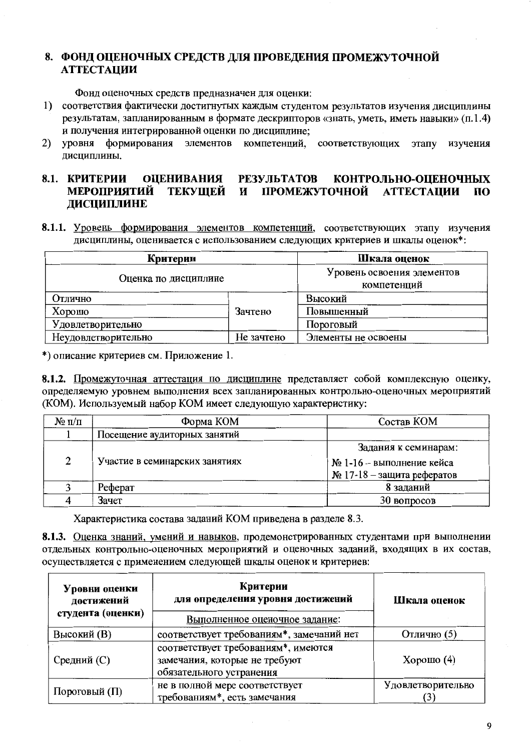## 8. ФОНД ОЦЕНОЧНЫХ СРЕДСТВ ДЛЯ ПРОВЕДЕНИЯ ПРОМЕЖУТОЧНОЙ АТТЕСТАЦИИ

Фонд оценочных средств предназначен для оценки:

1) соответствия фактически достигнутых каждым студентом результатов изучения дисциплины результатам, запланированным в формате дескрипторов «знать, уметь, иметь навыки» (п.1.4) и получения интегрированной оценки по дисциплине;
2) уровня формирования элементов компетенций, соответствующих этапу изучения дисциплины.

### 8.1. КРИТЕРИИ ОЦЕНИВАНИЯ РЕЗУЛЬТАТОВ КОНТРОЛЬНО-ОЦЕНОЧНЫХ МЕРОПРИЯТИЙ ТЕКУЩЕЙ И ПРОМЕЖУТОЧНОЙ АТТЕСТАЦИИ ПО ДИСЦИПЛИНЕ

**8.1.1.** Уровень формирования элементов компетенций, соответствующих этапу изучения дисциплины, оценивается с использованием следующих критериев и шкалы оценок*:

| Критерии | | Шкала оценок |
|---|---|---|
| Оценка по дисциплине | | Уровень освоения элементов компетенций |
| Отлично | Зачтено | Высокий |
| Хорошо | | Повышенный |
| Удовлетворительно | | Пороговый |
| Неудовлетворительно | Не зачтено | Элементы не освоены |

*) описание критериев см. Приложение 1.

**8.1.2.** Промежуточная аттестация по дисциплине представляет собой комплексную оценку, определяемую уровнем выполнения всех запланированных контрольно-оценочных мероприятий (КОМ). Используемый набор КОМ имеет следующую характеристику:

| № п/п | Форма КОМ | Состав КОМ |
|---|---|---|
| 1 | Посещение аудиторных занятий | |
| 2 | Участие в семинарских занятиях | Задания к семинарам:<br>№ 1-16 – выполнение кейса<br>№ 17-18 – защита рефератов |
| 3 | Реферат | 8 заданий |
| 4 | Зачет | 30 вопросов |

Характеристика состава заданий КОМ приведена в разделе 8.3.

**8.1.3.** Оценка знаний, умений и навыков, продемонстрированных студентами при выполнении отдельных контрольно-оценочных мероприятий и оценочных заданий, входящих в их состав, осуществляется с применением следующей шкалы оценок и критериев:

| Уровни оценки достижений студента (оценки) | Критерии для определения уровня достижений | Шкала оценок |
|---|---|---|
| | Выполненное оценочное задание: | |
| Высокий (В) | соответствует требованиям*, замечаний нет | Отлично (5) |
| Средний (С) | соответствует требованиям*, имеются замечания, которые не требуют обязательного устранения | Хорошо (4) |
| Пороговый (П) | не в полной мере соответствует требованиям*, есть замечания | Удовлетворительно (3) |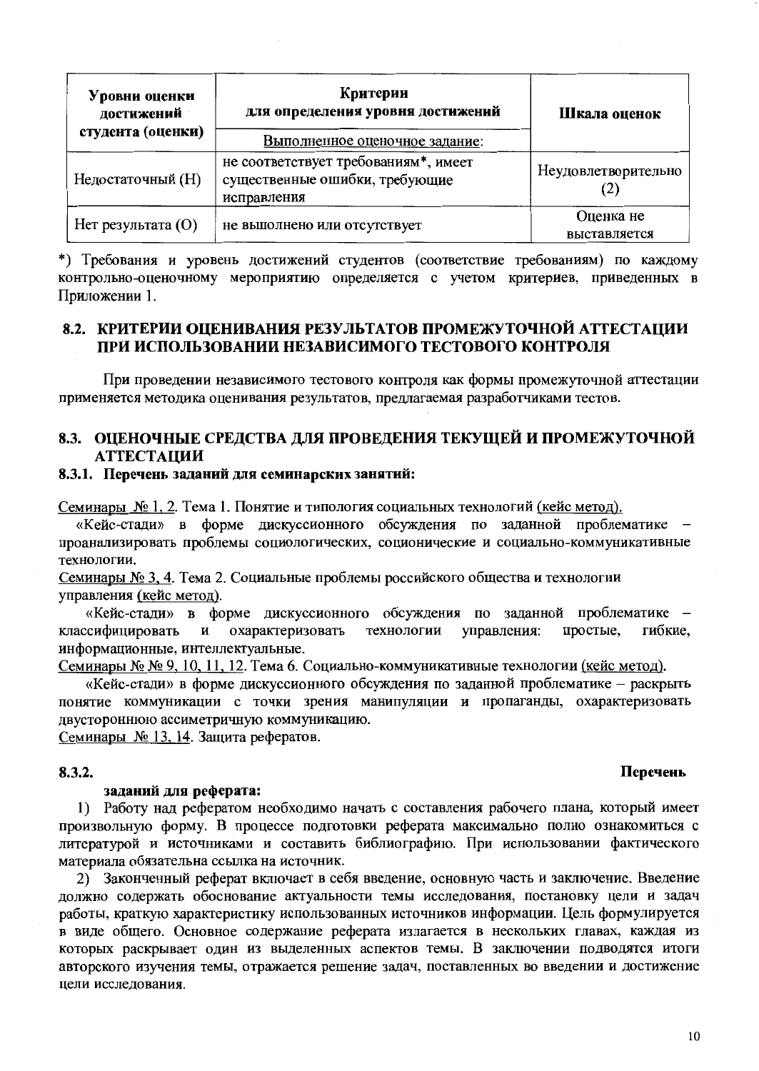| Уровни оценки достижений студента (оценки) | Критерии для определения уровня достижений | Шкала оценок |
|---|---|---|
| | Выполненное оценочное задание: | |
| Недостаточный (Н) | не соответствует требованиям*, имеет существенные ошибки, требующие исправления | Неудовлетворительно (2) |
| Нет результата (О) | не выполнено или отсутствует | Оценка не выставляется |

*) Требования и уровень достижений студентов (соответствие требованиям) по каждому контрольно-оценочному мероприятию определяется с учетом критериев, приведенных в Приложении 1.

## 8.2. КРИТЕРИИ ОЦЕНИВАНИЯ РЕЗУЛЬТАТОВ ПРОМЕЖУТОЧНОЙ АТТЕСТАЦИИ ПРИ ИСПОЛЬЗОВАНИИ НЕЗАВИСИМОГО ТЕСТОВОГО КОНТРОЛЯ

При проведении независимого тестового контроля как формы промежуточной аттестации применяется методика оценивания результатов, предлагаемая разработчиками тестов.

## 8.3. ОЦЕНОЧНЫЕ СРЕДСТВА ДЛЯ ПРОВЕДЕНИЯ ТЕКУЩЕЙ И ПРОМЕЖУТОЧНОЙ АТТЕСТАЦИИ

### 8.3.1. Перечень заданий для семинарских занятий:

Семинары № 1, 2. Тема 1. Понятие и типология социальных технологий (кейс метод).

«Кейс-стади» в форме дискуссионного обсуждения по заданной проблематике – проанализировать проблемы социологических, соционические и социально-коммуникативные технологии.

Семинары № 3, 4. Тема 2. Социальные проблемы российского общества и технологии управления (кейс метод).

«Кейс-стади» в форме дискуссионного обсуждения по заданной проблематике – классифицировать и охарактеризовать технологии управления: простые, гибкие, информационные, интеллектуальные.

Семинары № № 9, 10, 11, 12. Тема 6. Социально-коммуникативные технологии (кейс метод).

«Кейс-стади» в форме дискуссионного обсуждения по заданной проблематике – раскрыть понятие коммуникации с точки зрения манипуляции и пропаганды, охарактеризовать двустороннюю ассиметричную коммуникацию.

Семинары № 13, 14. Защита рефератов.

### 8.3.2. Перечень заданий для реферата:

1) Работу над рефератом необходимо начать с составления рабочего плана, который имеет произвольную форму. В процессе подготовки реферата максимально полно ознакомиться с литературой и источниками и составить библиографию. При использовании фактического материала обязательна ссылка на источник.

2) Законченный реферат включает в себя введение, основную часть и заключение. Введение должно содержать обоснование актуальности темы исследования, постановку цели и задач работы, краткую характеристику использованных источников информации. Цель формулируется в виде общего. Основное содержание реферата излагается в нескольких главах, каждая из которых раскрывает один из выделенных аспектов темы. В заключении подводятся итоги авторского изучения темы, отражается решение задач, поставленных во введении и достижение цели исследования.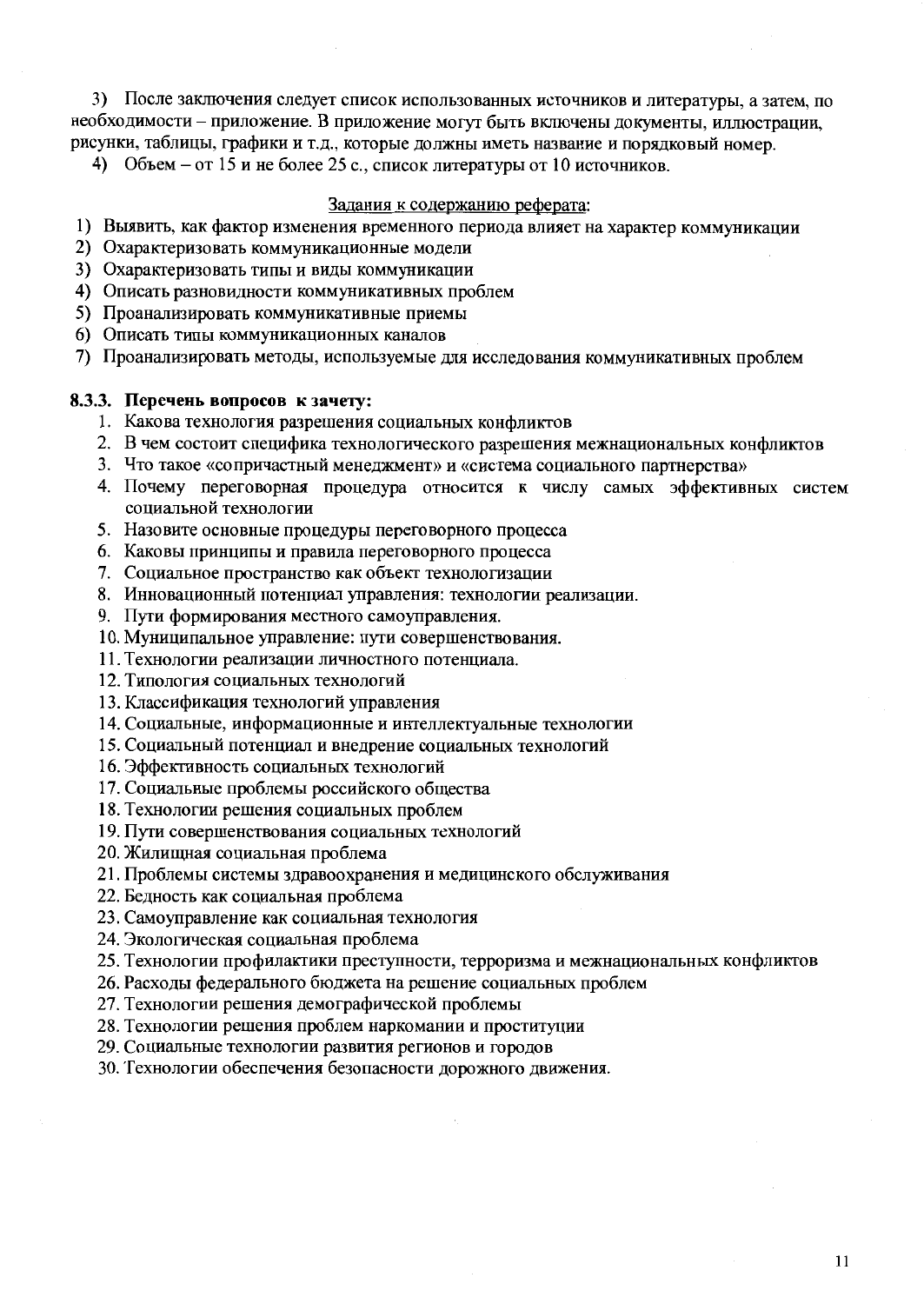3) После заключения следует список использованных источников и литературы, а затем, по необходимости – приложение. В приложение могут быть включены документы, иллюстрации, рисунки, таблицы, графики и т.д., которые должны иметь название и порядковый номер.

4) Объем – от 15 и не более 25 с., список литературы от 10 источников.

<u>Задания к содержанию реферата</u>:

1) Выявить, как фактор изменения временного периода влияет на характер коммуникации
2) Охарактеризовать коммуникационные модели
3) Охарактеризовать типы и виды коммуникации
4) Описать разновидности коммуникативных проблем
5) Проанализировать коммуникативные приемы
6) Описать типы коммуникационных каналов
7) Проанализировать методы, используемые для исследования коммуникативных проблем

### 8.3.3. Перечень вопросов к зачету:

1. Какова технология разрешения социальных конфликтов
2. В чем состоит специфика технологического разрешения межнациональных конфликтов
3. Что такое «сопричастный менеджмент» и «система социального партнерства»
4. Почему переговорная процедура относится к числу самых эффективных систем социальной технологии
5. Назовите основные процедуры переговорного процесса
6. Каковы принципы и правила переговорного процесса
7. Социальное пространство как объект технологизации
8. Инновационный потенциал управления: технологии реализации.
9. Пути формирования местного самоуправления.
10. Муниципальное управление: пути совершенствования.
11. Технологии реализации личностного потенциала.
12. Типология социальных технологий
13. Классификация технологий управления
14. Социальные, информационные и интеллектуальные технологии
15. Социальный потенциал и внедрение социальных технологий
16. Эффективность социальных технологий
17. Социальные проблемы российского общества
18. Технологии решения социальных проблем
19. Пути совершенствования социальных технологий
20. Жилищная социальная проблема
21. Проблемы системы здравоохранения и медицинского обслуживания
22. Бедность как социальная проблема
23. Самоуправление как социальная технология
24. Экологическая социальная проблема
25. Технологии профилактики преступности, терроризма и межнациональных конфликтов
26. Расходы федерального бюджета на решение социальных проблем
27. Технологии решения демографической проблемы
28. Технологии решения проблем наркомании и проституции
29. Социальные технологии развития регионов и городов
30. Технологии обеспечения безопасности дорожного движения.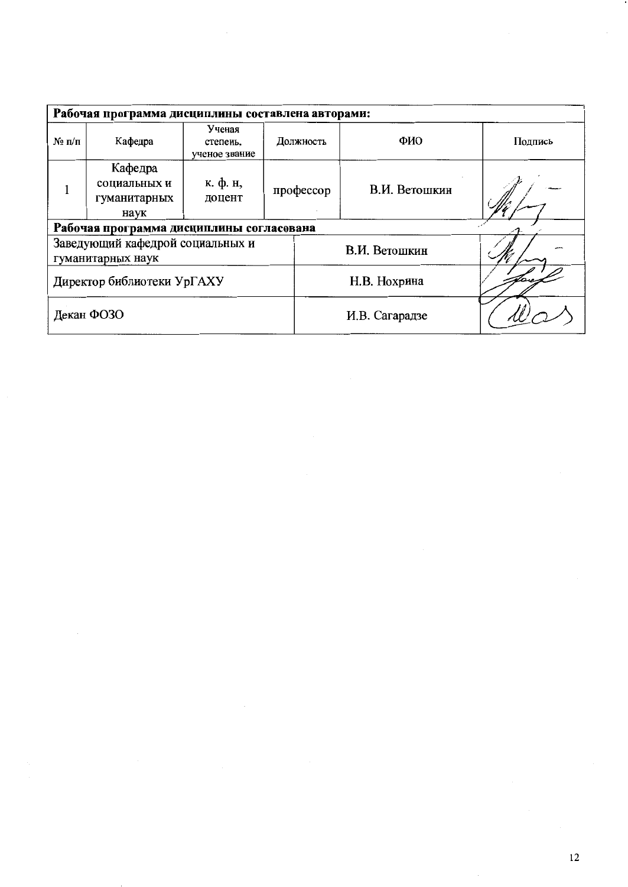| Рабочая программа дисциплины составлена авторами: | | | | | |
|---|---|---|---|---|---|
| № п/п | Кафедра | Ученая степень, ученое звание | Должность | ФИО | Подпись |
| 1 | Кафедра социальных и гуманитарных наук | к. ф. н, доцент | профессор | В.И. Ветошкин | |

| Рабочая программа дисциплины согласована | | |
|---|---|---|
| Заведующий кафедрой социальных и гуманитарных наук | В.И. Ветошкин | |
| Директор библиотеки УрГАХУ | Н.В. Нохрина | |
| Декан ФОЗО | И.В. Сагарадзе | |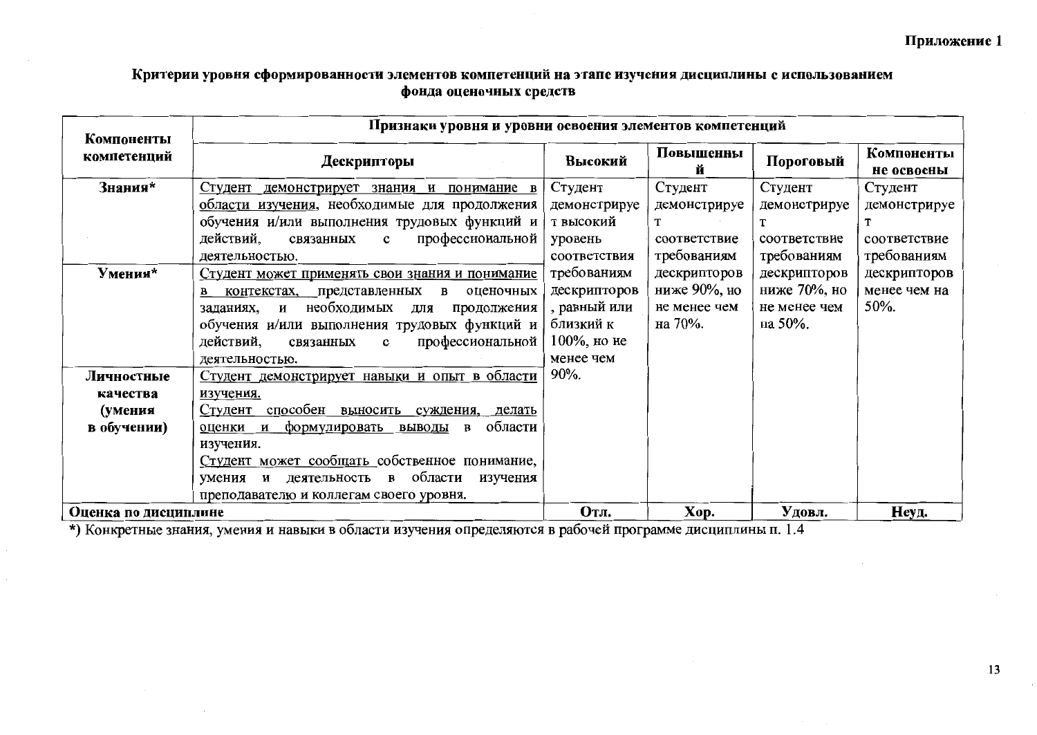**Приложение 1**

**Критерии уровня сформированности элементов компетенций на этапе изучения дисциплины с использованием фонда оценочных средств**

| Компоненты компетенций | Признаки уровня и уровни освоения элементов компетенций | | | | |
|---|---|---|---|---|---|
| | **Дескрипторы** | **Высокий** | **Повышенный** | **Пороговый** | **Компоненты не освоены** |
| **Знания*** | Студент демонстрирует знания и понимание в области изучения, необходимые для продолжения обучения и/или выполнения трудовых функций и действий, связанных с профессиональной деятельностью. | Студент демонстрирует высокий уровень соответствия требованиям дескрипторов, равный или близкий к 100%, но не менее чем 90%. | Студент демонстрирует соответствие требованиям дескрипторов ниже 90%, но не менее чем на 70%. | Студент демонстрирует соответствие требованиям дескрипторов ниже 70%, но не менее чем на 50%. | Студент демонстрирует соответствие требованиям дескрипторов менее чем на 50%. |
| **Умения*** | Студент может применять свои знания и понимание в контекстах, представленных в оценочных заданиях, и необходимых для продолжения обучения и/или выполнения трудовых функций и действий, связанных с профессиональной деятельностью. | | | | |
| **Личностные качества (умения в обучении)** | Студент демонстрирует навыки и опыт в области изучения. Студент способен выносить суждения, делать оценки и формулировать выводы в области изучения. Студент может сообщать собственное понимание, умения и деятельность в области изучения преподавателю и коллегам своего уровня. | | | | |
| **Оценка по дисциплине** | | **Отл.** | **Хор.** | **Удовл.** | **Неуд.** |

*) Конкретные знания, умения и навыки в области изучения определяются в рабочей программе дисциплины п. 1.4